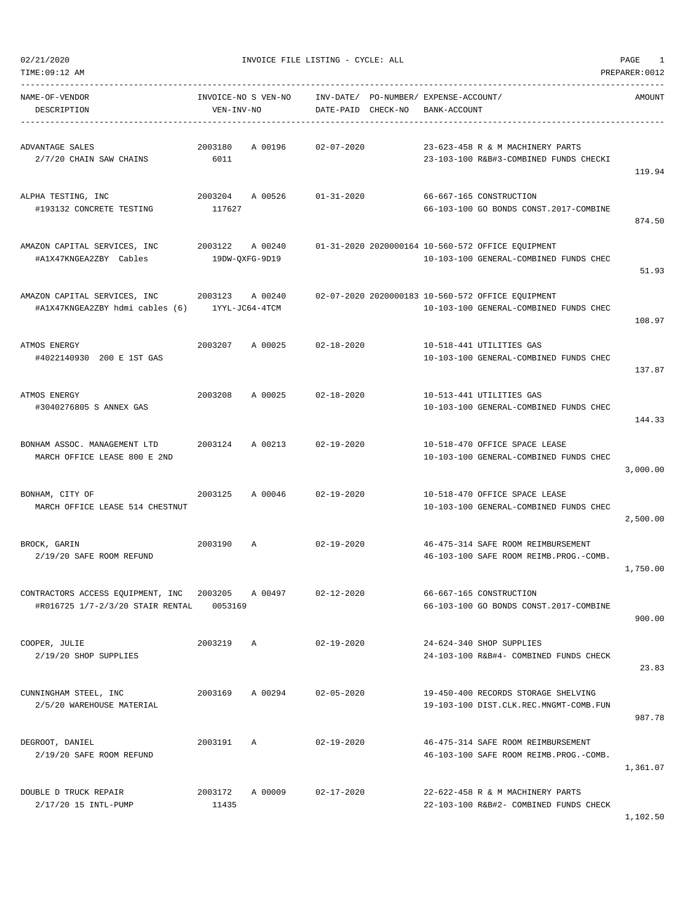02/21/2020 INVOICE FILE LISTING - CYCLE: ALL

TIME:09:12 AM PREPARER:0012

| NAME-OF-VENDOR / DESCRIPTION | INVOICE-NO | S | VEN-NO / VEN-INV-NO | INV-DATE/ DATE-PAID | PO-NUMBER/ CHECK-NO | EXPENSE-ACCOUNT/ BANK-ACCOUNT | AMOUNT |
|---|---|---|---|---|---|---|---|
| ADVANTAGE SALES<br>2/7/20 CHAIN SAW CHAINS | 2003180 | A | 00196<br>6011 | 02-07-2020 | | 23-623-458 R & M MACHINERY PARTS<br>23-103-100 R&B#3-COMBINED FUNDS CHECKI | 119.94 |
| ALPHA TESTING, INC<br>#193132 CONCRETE TESTING | 2003204 | A | 00526<br>117627 | 01-31-2020 | | 66-667-165 CONSTRUCTION<br>66-103-100 GO BONDS CONST.2017-COMBINE | 874.50 |
| AMAZON CAPITAL SERVICES, INC<br>#A1X47KNGEA2ZBY Cables | 2003122 | A | 00240<br>19DW-QXFG-9D19 | 01-31-2020 | 2020000164 | 10-560-572 OFFICE EQUIPMENT<br>10-103-100 GENERAL-COMBINED FUNDS CHEC | 51.93 |
| AMAZON CAPITAL SERVICES, INC<br>#A1X47KNGEA2ZBY hdmi cables (6) | 2003123 | A | 00240<br>1YYL-JC64-4TCM | 02-07-2020 | 2020000183 | 10-560-572 OFFICE EQUIPMENT<br>10-103-100 GENERAL-COMBINED FUNDS CHEC | 108.97 |
| ATMOS ENERGY<br>#4022140930 200 E 1ST GAS | 2003207 | A | 00025 | 02-18-2020 | | 10-518-441 UTILITIES GAS<br>10-103-100 GENERAL-COMBINED FUNDS CHEC | 137.87 |
| ATMOS ENERGY<br>#3040276805 S ANNEX GAS | 2003208 | A | 00025 | 02-18-2020 | | 10-513-441 UTILITIES GAS<br>10-103-100 GENERAL-COMBINED FUNDS CHEC | 144.33 |
| BONHAM ASSOC. MANAGEMENT LTD<br>MARCH OFFICE LEASE 800 E 2ND | 2003124 | A | 00213 | 02-19-2020 | | 10-518-470 OFFICE SPACE LEASE<br>10-103-100 GENERAL-COMBINED FUNDS CHEC | 3,000.00 |
| BONHAM, CITY OF<br>MARCH OFFICE LEASE 514 CHESTNUT | 2003125 | A | 00046 | 02-19-2020 | | 10-518-470 OFFICE SPACE LEASE<br>10-103-100 GENERAL-COMBINED FUNDS CHEC | 2,500.00 |
| BROCK, GARIN<br>2/19/20 SAFE ROOM REFUND | 2003190 | A | | 02-19-2020 | | 46-475-314 SAFE ROOM REIMBURSEMENT<br>46-103-100 SAFE ROOM REIMB.PROG.-COMB. | 1,750.00 |
| CONTRACTORS ACCESS EQUIPMENT, INC<br>#R016725 1/7-2/3/20 STAIR RENTAL | 2003205 | A | 00497<br>0053169 | 02-12-2020 | | 66-667-165 CONSTRUCTION<br>66-103-100 GO BONDS CONST.2017-COMBINE | 900.00 |
| COOPER, JULIE<br>2/19/20 SHOP SUPPLIES | 2003219 | A | | 02-19-2020 | | 24-624-340 SHOP SUPPLIES<br>24-103-100 R&B#4- COMBINED FUNDS CHECK | 23.83 |
| CUNNINGHAM STEEL, INC<br>2/5/20 WAREHOUSE MATERIAL | 2003169 | A | 00294 | 02-05-2020 | | 19-450-400 RECORDS STORAGE SHELVING<br>19-103-100 DIST.CLK.REC.MNGMT-COMB.FUN | 987.78 |
| DEGROOT, DANIEL<br>2/19/20 SAFE ROOM REFUND | 2003191 | A | | 02-19-2020 | | 46-475-314 SAFE ROOM REIMBURSEMENT<br>46-103-100 SAFE ROOM REIMB.PROG.-COMB. | 1,361.07 |
| DOUBLE D TRUCK REPAIR<br>2/17/20 15 INTL-PUMP | 2003172 | A | 00009<br>11435 | 02-17-2020 | | 22-622-458 R & M MACHINERY PARTS<br>22-103-100 R&B#2- COMBINED FUNDS CHECK | 1,102.50 |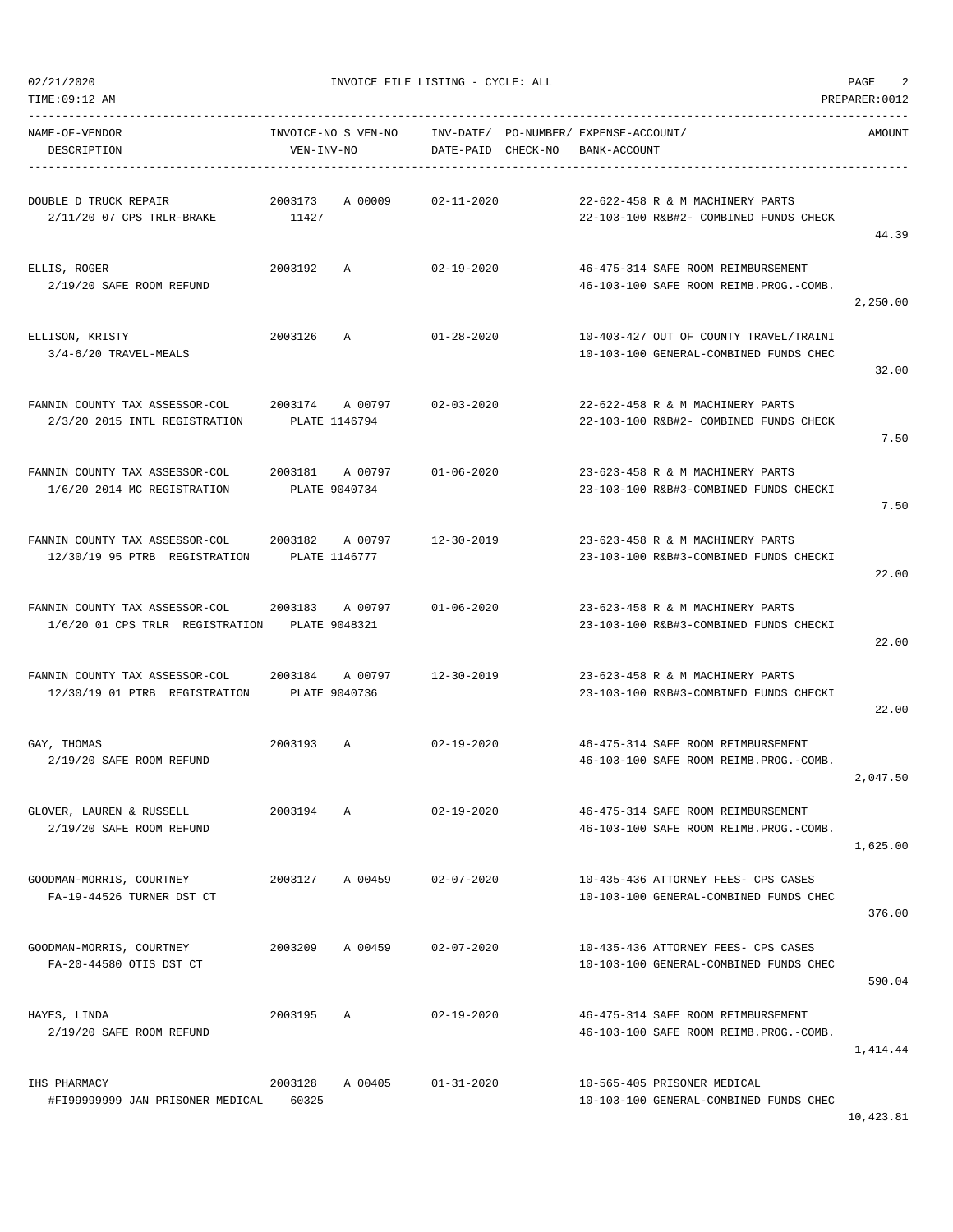02/21/2020 INVOICE FILE LISTING - CYCLE: ALL

TIME:09:12 AM PREPARER:0012

| NAME-OF-VENDOR / DESCRIPTION | INVOICE-NO S VEN-NO / VEN-INV-NO | INV-DATE/ DATE-PAID | PO-NUMBER/ CHECK-NO | EXPENSE-ACCOUNT/ BANK-ACCOUNT | AMOUNT |
|---|---|---|---|---|---|
| DOUBLE D TRUCK REPAIR<br>2/11/20 07 CPS TRLR-BRAKE | 2003173 A 00009<br>11427 | 02-11-2020 | | 22-622-458 R & M MACHINERY PARTS<br>22-103-100 R&B#2- COMBINED FUNDS CHECK | 44.39 |
| ELLIS, ROGER<br>2/19/20 SAFE ROOM REFUND | 2003192 A | 02-19-2020 | | 46-475-314 SAFE ROOM REIMBURSEMENT<br>46-103-100 SAFE ROOM REIMB.PROG.-COMB. | 2,250.00 |
| ELLISON, KRISTY<br>3/4-6/20 TRAVEL-MEALS | 2003126 A | 01-28-2020 | | 10-403-427 OUT OF COUNTY TRAVEL/TRAINI<br>10-103-100 GENERAL-COMBINED FUNDS CHEC | 32.00 |
| FANNIN COUNTY TAX ASSESSOR-COL<br>2/3/20 2015 INTL REGISTRATION | 2003174 A 00797<br>PLATE 1146794 | 02-03-2020 | | 22-622-458 R & M MACHINERY PARTS<br>22-103-100 R&B#2- COMBINED FUNDS CHECK | 7.50 |
| FANNIN COUNTY TAX ASSESSOR-COL<br>1/6/20 2014 MC REGISTRATION | 2003181 A 00797<br>PLATE 9040734 | 01-06-2020 | | 23-623-458 R & M MACHINERY PARTS<br>23-103-100 R&B#3-COMBINED FUNDS CHECKI | 7.50 |
| FANNIN COUNTY TAX ASSESSOR-COL<br>12/30/19 95 PTRB REGISTRATION | 2003182 A 00797<br>PLATE 1146777 | 12-30-2019 | | 23-623-458 R & M MACHINERY PARTS<br>23-103-100 R&B#3-COMBINED FUNDS CHECKI | 22.00 |
| FANNIN COUNTY TAX ASSESSOR-COL<br>1/6/20 01 CPS TRLR REGISTRATION | 2003183 A 00797<br>PLATE 9048321 | 01-06-2020 | | 23-623-458 R & M MACHINERY PARTS<br>23-103-100 R&B#3-COMBINED FUNDS CHECKI | 22.00 |
| FANNIN COUNTY TAX ASSESSOR-COL<br>12/30/19 01 PTRB REGISTRATION | 2003184 A 00797<br>PLATE 9040736 | 12-30-2019 | | 23-623-458 R & M MACHINERY PARTS<br>23-103-100 R&B#3-COMBINED FUNDS CHECKI | 22.00 |
| GAY, THOMAS<br>2/19/20 SAFE ROOM REFUND | 2003193 A | 02-19-2020 | | 46-475-314 SAFE ROOM REIMBURSEMENT<br>46-103-100 SAFE ROOM REIMB.PROG.-COMB. | 2,047.50 |
| GLOVER, LAUREN & RUSSELL<br>2/19/20 SAFE ROOM REFUND | 2003194 A | 02-19-2020 | | 46-475-314 SAFE ROOM REIMBURSEMENT<br>46-103-100 SAFE ROOM REIMB.PROG.-COMB. | 1,625.00 |
| GOODMAN-MORRIS, COURTNEY<br>FA-19-44526 TURNER DST CT | 2003127 A 00459 | 02-07-2020 | | 10-435-436 ATTORNEY FEES- CPS CASES<br>10-103-100 GENERAL-COMBINED FUNDS CHEC | 376.00 |
| GOODMAN-MORRIS, COURTNEY<br>FA-20-44580 OTIS DST CT | 2003209 A 00459 | 02-07-2020 | | 10-435-436 ATTORNEY FEES- CPS CASES<br>10-103-100 GENERAL-COMBINED FUNDS CHEC | 590.04 |
| HAYES, LINDA<br>2/19/20 SAFE ROOM REFUND | 2003195 A | 02-19-2020 | | 46-475-314 SAFE ROOM REIMBURSEMENT<br>46-103-100 SAFE ROOM REIMB.PROG.-COMB. | 1,414.44 |
| IHS PHARMACY<br>#FI99999999 JAN PRISONER MEDICAL | 2003128 A 00405<br>60325 | 01-31-2020 | | 10-565-405 PRISONER MEDICAL<br>10-103-100 GENERAL-COMBINED FUNDS CHEC | 10,423.81 |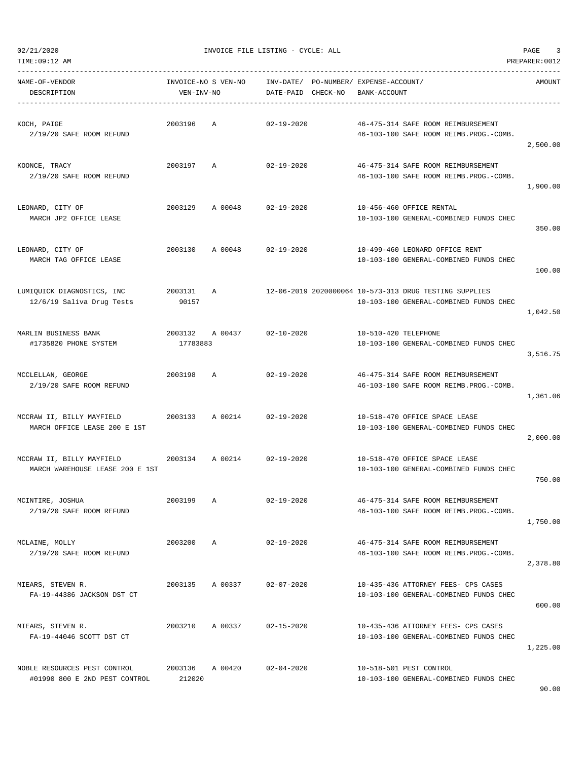| NAME-OF-VENDOR DESCRIPTION | INVOICE-NO S VEN-NO VEN-INV-NO | INV-DATE/ DATE-PAID | PO-NUMBER/ CHECK-NO | EXPENSE-ACCOUNT/ BANK-ACCOUNT | AMOUNT |
|---|---|---|---|---|---|
| KOCH, PAIGE<br>2/19/20 SAFE ROOM REFUND | 2003196 A | 02-19-2020 | | 46-475-314 SAFE ROOM REIMBURSEMENT<br>46-103-100 SAFE ROOM REIMB.PROG.-COMB. | 2,500.00 |
| KOONCE, TRACY<br>2/19/20 SAFE ROOM REFUND | 2003197 A | 02-19-2020 | | 46-475-314 SAFE ROOM REIMBURSEMENT<br>46-103-100 SAFE ROOM REIMB.PROG.-COMB. | 1,900.00 |
| LEONARD, CITY OF<br>MARCH JP2 OFFICE LEASE | 2003129 A 00048 | 02-19-2020 | | 10-456-460 OFFICE RENTAL<br>10-103-100 GENERAL-COMBINED FUNDS CHEC | 350.00 |
| LEONARD, CITY OF<br>MARCH TAG OFFICE LEASE | 2003130 A 00048 | 02-19-2020 | | 10-499-460 LEONARD OFFICE RENT<br>10-103-100 GENERAL-COMBINED FUNDS CHEC | 100.00 |
| LUMIQUICK DIAGNOSTICS, INC<br>12/6/19 Saliva Drug Tests | 2003131 A<br>90157 | 12-06-2019 | 2020000064 | 10-573-313 DRUG TESTING SUPPLIES<br>10-103-100 GENERAL-COMBINED FUNDS CHEC | 1,042.50 |
| MARLIN BUSINESS BANK<br>#1735820 PHONE SYSTEM | 2003132 A 00437<br>17783883 | 02-10-2020 | | 10-510-420 TELEPHONE<br>10-103-100 GENERAL-COMBINED FUNDS CHEC | 3,516.75 |
| MCCLELLAN, GEORGE<br>2/19/20 SAFE ROOM REFUND | 2003198 A | 02-19-2020 | | 46-475-314 SAFE ROOM REIMBURSEMENT<br>46-103-100 SAFE ROOM REIMB.PROG.-COMB. | 1,361.06 |
| MCCRAW II, BILLY MAYFIELD<br>MARCH OFFICE LEASE 200 E 1ST | 2003133 A 00214 | 02-19-2020 | | 10-518-470 OFFICE SPACE LEASE<br>10-103-100 GENERAL-COMBINED FUNDS CHEC | 2,000.00 |
| MCCRAW II, BILLY MAYFIELD<br>MARCH WAREHOUSE LEASE 200 E 1ST | 2003134 A 00214 | 02-19-2020 | | 10-518-470 OFFICE SPACE LEASE<br>10-103-100 GENERAL-COMBINED FUNDS CHEC | 750.00 |
| MCINTIRE, JOSHUA<br>2/19/20 SAFE ROOM REFUND | 2003199 A | 02-19-2020 | | 46-475-314 SAFE ROOM REIMBURSEMENT<br>46-103-100 SAFE ROOM REIMB.PROG.-COMB. | 1,750.00 |
| MCLAINE, MOLLY<br>2/19/20 SAFE ROOM REFUND | 2003200 A | 02-19-2020 | | 46-475-314 SAFE ROOM REIMBURSEMENT<br>46-103-100 SAFE ROOM REIMB.PROG.-COMB. | 2,378.80 |
| MIEARS, STEVEN R.<br>FA-19-44386 JACKSON DST CT | 2003135 A 00337 | 02-07-2020 | | 10-435-436 ATTORNEY FEES- CPS CASES<br>10-103-100 GENERAL-COMBINED FUNDS CHEC | 600.00 |
| MIEARS, STEVEN R.<br>FA-19-44046 SCOTT DST CT | 2003210 A 00337 | 02-15-2020 | | 10-435-436 ATTORNEY FEES- CPS CASES<br>10-103-100 GENERAL-COMBINED FUNDS CHEC | 1,225.00 |
| NOBLE RESOURCES PEST CONTROL<br>#01990 800 E 2ND PEST CONTROL | 2003136 A 00420<br>212020 | 02-04-2020 | | 10-518-501 PEST CONTROL<br>10-103-100 GENERAL-COMBINED FUNDS CHEC | 90.00 |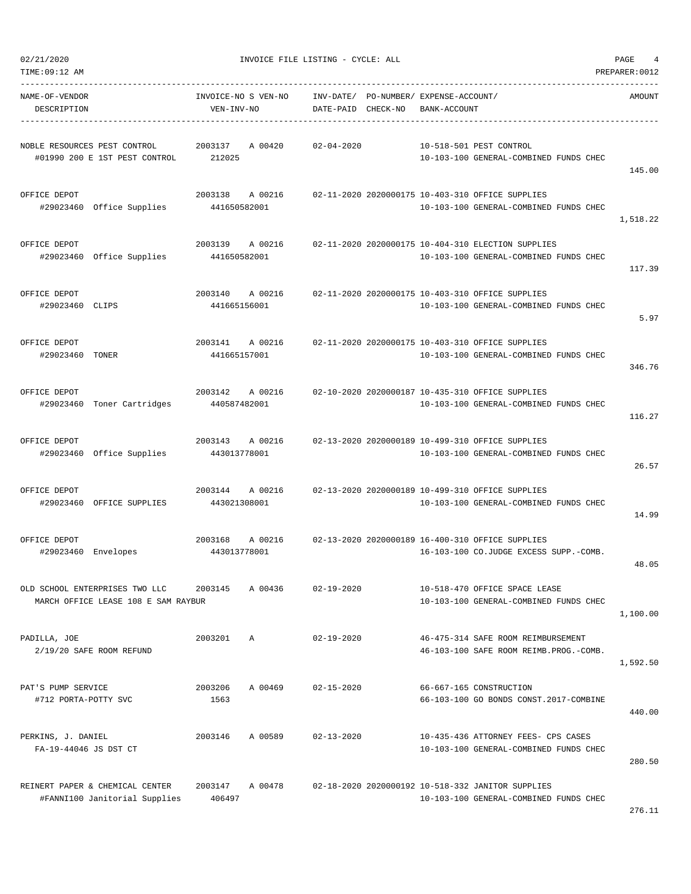02/21/2020 INVOICE FILE LISTING - CYCLE: ALL
TIME:09:12 AM PREPARER:0012

| NAME-OF-VENDOR / DESCRIPTION | INVOICE-NO S VEN-NO / VEN-INV-NO | INV-DATE/ DATE-PAID | PO-NUMBER/ CHECK-NO | EXPENSE-ACCOUNT/ BANK-ACCOUNT | AMOUNT |
|---|---|---|---|---|---|
| NOBLE RESOURCES PEST CONTROL<br>#01990 200 E 1ST PEST CONTROL | 2003137 A 00420<br>212025 | 02-04-2020 | | 10-518-501 PEST CONTROL<br>10-103-100 GENERAL-COMBINED FUNDS CHEC | 145.00 |
| OFFICE DEPOT<br>#29023460 Office Supplies | 2003138 A 00216<br>441650582001 | 02-11-2020 | 2020000175 | 10-403-310 OFFICE SUPPLIES<br>10-103-100 GENERAL-COMBINED FUNDS CHEC | 1,518.22 |
| OFFICE DEPOT<br>#29023460 Office Supplies | 2003139 A 00216<br>441650582001 | 02-11-2020 | 2020000175 | 10-404-310 ELECTION SUPPLIES<br>10-103-100 GENERAL-COMBINED FUNDS CHEC | 117.39 |
| OFFICE DEPOT<br>#29023460 CLIPS | 2003140 A 00216<br>441665156001 | 02-11-2020 | 2020000175 | 10-403-310 OFFICE SUPPLIES<br>10-103-100 GENERAL-COMBINED FUNDS CHEC | 5.97 |
| OFFICE DEPOT<br>#29023460 TONER | 2003141 A 00216<br>441665157001 | 02-11-2020 | 2020000175 | 10-403-310 OFFICE SUPPLIES<br>10-103-100 GENERAL-COMBINED FUNDS CHEC | 346.76 |
| OFFICE DEPOT<br>#29023460 Toner Cartridges | 2003142 A 00216<br>440587482001 | 02-10-2020 | 2020000187 | 10-435-310 OFFICE SUPPLIES<br>10-103-100 GENERAL-COMBINED FUNDS CHEC | 116.27 |
| OFFICE DEPOT<br>#29023460 Office Supplies | 2003143 A 00216<br>443013778001 | 02-13-2020 | 2020000189 | 10-499-310 OFFICE SUPPLIES<br>10-103-100 GENERAL-COMBINED FUNDS CHEC | 26.57 |
| OFFICE DEPOT<br>#29023460 OFFICE SUPPLIES | 2003144 A 00216<br>443021308001 | 02-13-2020 | 2020000189 | 10-499-310 OFFICE SUPPLIES<br>10-103-100 GENERAL-COMBINED FUNDS CHEC | 14.99 |
| OFFICE DEPOT<br>#29023460 Envelopes | 2003168 A 00216<br>443013778001 | 02-13-2020 | 2020000189 | 16-400-310 OFFICE SUPPLIES<br>16-103-100 CO.JUDGE EXCESS SUPP.-COMB. | 48.05 |
| OLD SCHOOL ENTERPRISES TWO LLC<br>MARCH OFFICE LEASE 108 E SAM RAYBUR | 2003145 A 00436 | 02-19-2020 | | 10-518-470 OFFICE SPACE LEASE<br>10-103-100 GENERAL-COMBINED FUNDS CHEC | 1,100.00 |
| PADILLA, JOE<br>2/19/20 SAFE ROOM REFUND | 2003201 A | 02-19-2020 | | 46-475-314 SAFE ROOM REIMBURSEMENT<br>46-103-100 SAFE ROOM REIMB.PROG.-COMB. | 1,592.50 |
| PAT'S PUMP SERVICE<br>#712 PORTA-POTTY SVC | 2003206 A 00469<br>1563 | 02-15-2020 | | 66-667-165 CONSTRUCTION<br>66-103-100 GO BONDS CONST.2017-COMBINE | 440.00 |
| PERKINS, J. DANIEL<br>FA-19-44046 JS DST CT | 2003146 A 00589 | 02-13-2020 | | 10-435-436 ATTORNEY FEES- CPS CASES<br>10-103-100 GENERAL-COMBINED FUNDS CHEC | 280.50 |
| REINERT PAPER & CHEMICAL CENTER<br>#FANNI100 Janitorial Supplies | 2003147 A 00478<br>406497 | 02-18-2020 | 2020000192 | 10-518-332 JANITOR SUPPLIES<br>10-103-100 GENERAL-COMBINED FUNDS CHEC | 276.11 |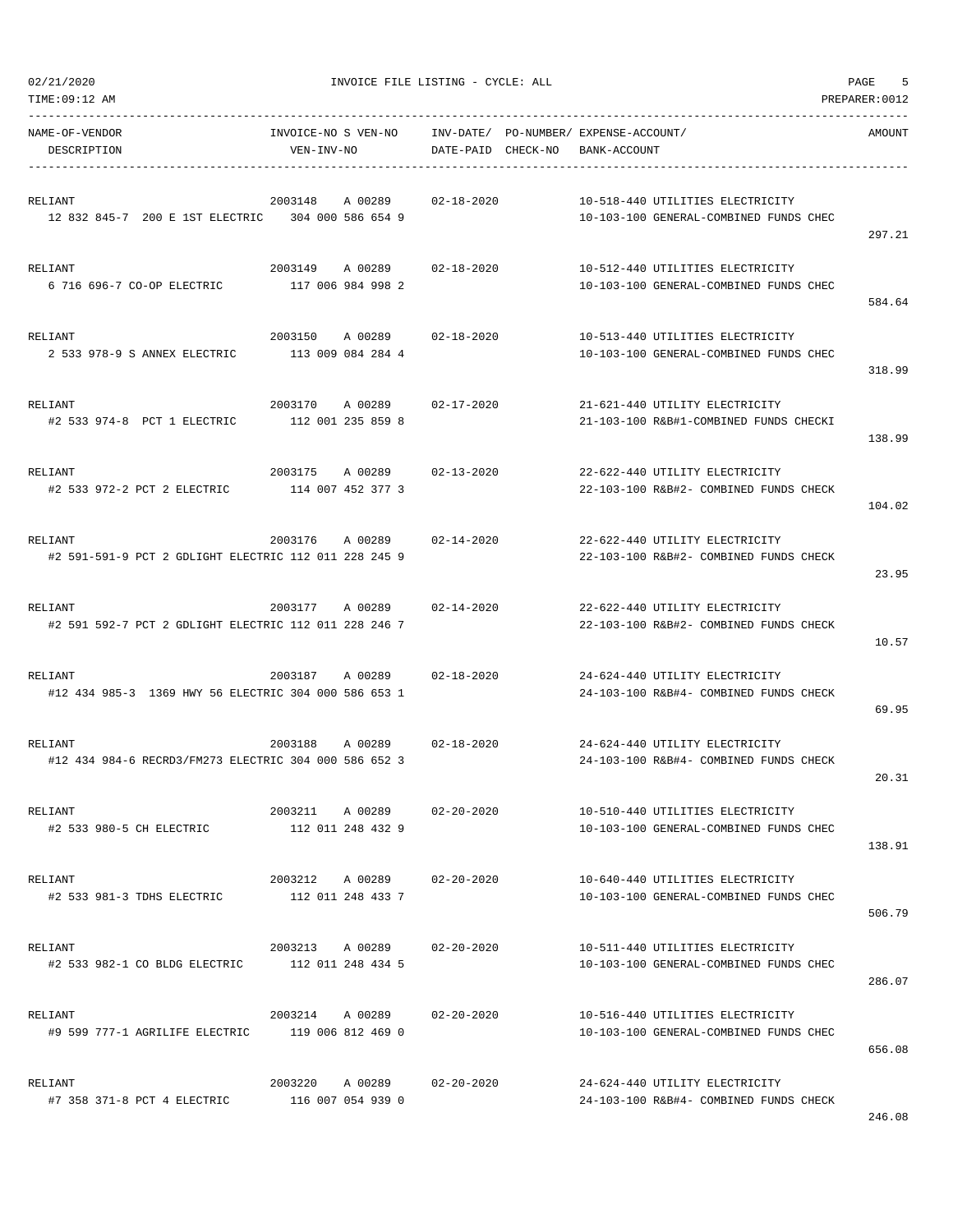02/21/2020 INVOICE FILE LISTING - CYCLE: ALL

TIME:09:12 AM PREPARER:0012

| NAME-OF-VENDOR<br>DESCRIPTION | INVOICE-NO S VEN-NO<br>VEN-INV-NO | INV-DATE/<br>DATE-PAID | PO-NUMBER/<br>CHECK-NO | EXPENSE-ACCOUNT/<br>BANK-ACCOUNT | AMOUNT |
|---|---|---|---|---|---|
| RELIANT<br>12 832 845-7 200 E 1ST ELECTRIC | 2003148 A 00289<br>304 000 586 654 9 | 02-18-2020 | | 10-518-440 UTILITIES ELECTRICITY<br>10-103-100 GENERAL-COMBINED FUNDS CHEC | 297.21 |
| RELIANT<br>6 716 696-7 CO-OP ELECTRIC | 2003149 A 00289<br>117 006 984 998 2 | 02-18-2020 | | 10-512-440 UTILITIES ELECTRICITY<br>10-103-100 GENERAL-COMBINED FUNDS CHEC | 584.64 |
| RELIANT<br>2 533 978-9 S ANNEX ELECTRIC | 2003150 A 00289<br>113 009 084 284 4 | 02-18-2020 | | 10-513-440 UTILITIES ELECTRICITY<br>10-103-100 GENERAL-COMBINED FUNDS CHEC | 318.99 |
| RELIANT<br>#2 533 974-8 PCT 1 ELECTRIC | 2003170 A 00289<br>112 001 235 859 8 | 02-17-2020 | | 21-621-440 UTILITY ELECTRICITY<br>21-103-100 R&B#1-COMBINED FUNDS CHECKI | 138.99 |
| RELIANT<br>#2 533 972-2 PCT 2 ELECTRIC | 2003175 A 00289<br>114 007 452 377 3 | 02-13-2020 | | 22-622-440 UTILITY ELECTRICITY<br>22-103-100 R&B#2- COMBINED FUNDS CHECK | 104.02 |
| RELIANT<br>#2 591-591-9 PCT 2 GDLIGHT ELECTRIC | 2003176 A 00289<br>112 011 228 245 9 | 02-14-2020 | | 22-622-440 UTILITY ELECTRICITY<br>22-103-100 R&B#2- COMBINED FUNDS CHECK | 23.95 |
| RELIANT<br>#2 591 592-7 PCT 2 GDLIGHT ELECTRIC | 2003177 A 00289<br>112 011 228 246 7 | 02-14-2020 | | 22-622-440 UTILITY ELECTRICITY<br>22-103-100 R&B#2- COMBINED FUNDS CHECK | 10.57 |
| RELIANT<br>#12 434 985-3 1369 HWY 56 ELECTRIC | 2003187 A 00289<br>304 000 586 653 1 | 02-18-2020 | | 24-624-440 UTILITY ELECTRICITY<br>24-103-100 R&B#4- COMBINED FUNDS CHECK | 69.95 |
| RELIANT<br>#12 434 984-6 RECRD3/FM273 ELECTRIC | 2003188 A 00289<br>304 000 586 652 3 | 02-18-2020 | | 24-624-440 UTILITY ELECTRICITY<br>24-103-100 R&B#4- COMBINED FUNDS CHECK | 20.31 |
| RELIANT<br>#2 533 980-5 CH ELECTRIC | 2003211 A 00289<br>112 011 248 432 9 | 02-20-2020 | | 10-510-440 UTILITIES ELECTRICITY<br>10-103-100 GENERAL-COMBINED FUNDS CHEC | 138.91 |
| RELIANT<br>#2 533 981-3 TDHS ELECTRIC | 2003212 A 00289<br>112 011 248 433 7 | 02-20-2020 | | 10-640-440 UTILITIES ELECTRICITY<br>10-103-100 GENERAL-COMBINED FUNDS CHEC | 506.79 |
| RELIANT<br>#2 533 982-1 CO BLDG ELECTRIC | 2003213 A 00289<br>112 011 248 434 5 | 02-20-2020 | | 10-511-440 UTILITIES ELECTRICITY<br>10-103-100 GENERAL-COMBINED FUNDS CHEC | 286.07 |
| RELIANT<br>#9 599 777-1 AGRILIFE ELECTRIC | 2003214 A 00289<br>119 006 812 469 0 | 02-20-2020 | | 10-516-440 UTILITIES ELECTRICITY<br>10-103-100 GENERAL-COMBINED FUNDS CHEC | 656.08 |
| RELIANT<br>#7 358 371-8 PCT 4 ELECTRIC | 2003220 A 00289<br>116 007 054 939 0 | 02-20-2020 | | 24-624-440 UTILITY ELECTRICITY<br>24-103-100 R&B#4- COMBINED FUNDS CHECK | 246.08 |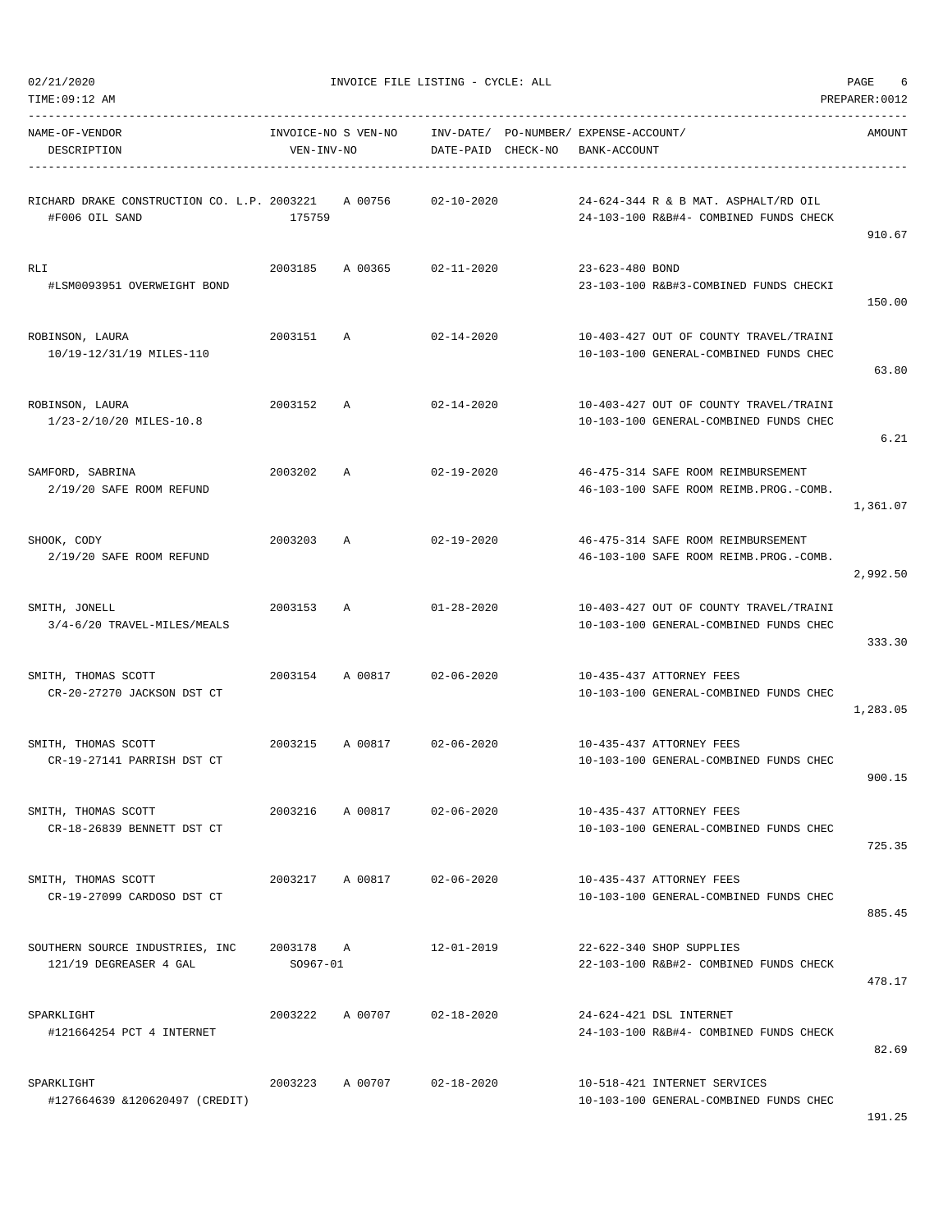02/21/2020 INVOICE FILE LISTING - CYCLE: ALL

TIME:09:12 AM PREPARER:0012

| NAME-OF-VENDOR / DESCRIPTION | INVOICE-NO S VEN-NO / VEN-INV-NO | INV-DATE/ DATE-PAID | PO-NUMBER/ CHECK-NO | EXPENSE-ACCOUNT/ BANK-ACCOUNT | AMOUNT |
|---|---|---|---|---|---|
| RICHARD DRAKE CONSTRUCTION CO. L.P. #F006 OIL SAND | 2003221 A 00756 175759 | 02-10-2020 | | 24-624-344 R & B MAT. ASPHALT/RD OIL 24-103-100 R&B#4- COMBINED FUNDS CHECK | 910.67 |
| RLI #LSM0093951 OVERWEIGHT BOND | 2003185 A 00365 | 02-11-2020 | | 23-623-480 BOND 23-103-100 R&B#3-COMBINED FUNDS CHECKI | 150.00 |
| ROBINSON, LAURA 10/19-12/31/19 MILES-110 | 2003151 A | 02-14-2020 | | 10-403-427 OUT OF COUNTY TRAVEL/TRAINI 10-103-100 GENERAL-COMBINED FUNDS CHEC | 63.80 |
| ROBINSON, LAURA 1/23-2/10/20 MILES-10.8 | 2003152 A | 02-14-2020 | | 10-403-427 OUT OF COUNTY TRAVEL/TRAINI 10-103-100 GENERAL-COMBINED FUNDS CHEC | 6.21 |
| SAMFORD, SABRINA 2/19/20 SAFE ROOM REFUND | 2003202 A | 02-19-2020 | | 46-475-314 SAFE ROOM REIMBURSEMENT 46-103-100 SAFE ROOM REIMB.PROG.-COMB. | 1,361.07 |
| SHOOK, CODY 2/19/20 SAFE ROOM REFUND | 2003203 A | 02-19-2020 | | 46-475-314 SAFE ROOM REIMBURSEMENT 46-103-100 SAFE ROOM REIMB.PROG.-COMB. | 2,992.50 |
| SMITH, JONELL 3/4-6/20 TRAVEL-MILES/MEALS | 2003153 A | 01-28-2020 | | 10-403-427 OUT OF COUNTY TRAVEL/TRAINI 10-103-100 GENERAL-COMBINED FUNDS CHEC | 333.30 |
| SMITH, THOMAS SCOTT CR-20-27270 JACKSON DST CT | 2003154 A 00817 | 02-06-2020 | | 10-435-437 ATTORNEY FEES 10-103-100 GENERAL-COMBINED FUNDS CHEC | 1,283.05 |
| SMITH, THOMAS SCOTT CR-19-27141 PARRISH DST CT | 2003215 A 00817 | 02-06-2020 | | 10-435-437 ATTORNEY FEES 10-103-100 GENERAL-COMBINED FUNDS CHEC | 900.15 |
| SMITH, THOMAS SCOTT CR-18-26839 BENNETT DST CT | 2003216 A 00817 | 02-06-2020 | | 10-435-437 ATTORNEY FEES 10-103-100 GENERAL-COMBINED FUNDS CHEC | 725.35 |
| SMITH, THOMAS SCOTT CR-19-27099 CARDOSO DST CT | 2003217 A 00817 | 02-06-2020 | | 10-435-437 ATTORNEY FEES 10-103-100 GENERAL-COMBINED FUNDS CHEC | 885.45 |
| SOUTHERN SOURCE INDUSTRIES, INC 121/19 DEGREASER 4 GAL | 2003178 A SO967-01 | 12-01-2019 | | 22-622-340 SHOP SUPPLIES 22-103-100 R&B#2- COMBINED FUNDS CHECK | 478.17 |
| SPARKLIGHT #121664254 PCT 4 INTERNET | 2003222 A 00707 | 02-18-2020 | | 24-624-421 DSL INTERNET 24-103-100 R&B#4- COMBINED FUNDS CHECK | 82.69 |
| SPARKLIGHT #127664639 &120620497 (CREDIT) | 2003223 A 00707 | 02-18-2020 | | 10-518-421 INTERNET SERVICES 10-103-100 GENERAL-COMBINED FUNDS CHEC | 191.25 |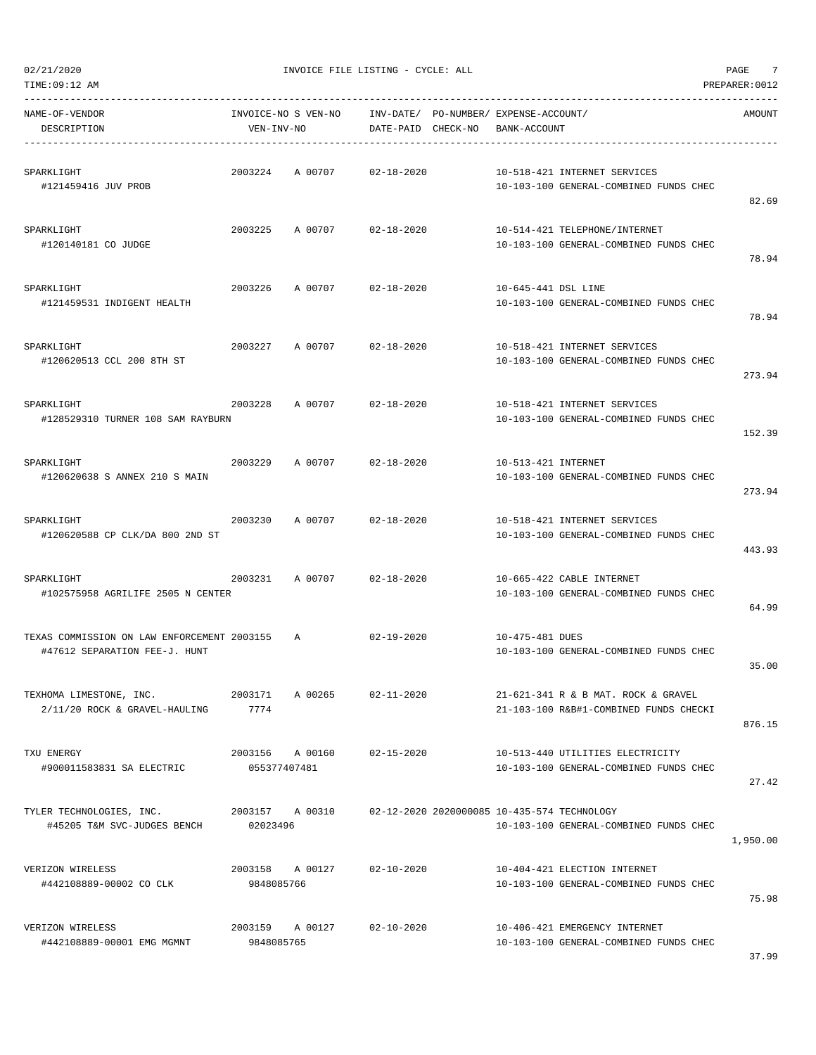02/21/2020 INVOICE FILE LISTING - CYCLE: ALL

TIME:09:12 AM PREPARER:0012

| NAME-OF-VENDOR<br>DESCRIPTION | INVOICE-NO S VEN-NO<br>VEN-INV-NO | INV-DATE/<br>DATE-PAID | PO-NUMBER/<br>CHECK-NO | EXPENSE-ACCOUNT/<br>BANK-ACCOUNT | AMOUNT |
|---|---|---|---|---|---|
| SPARKLIGHT<br>#121459416 JUV PROB | 2003224 A 00707 | 02-18-2020 | | 10-518-421 INTERNET SERVICES<br>10-103-100 GENERAL-COMBINED FUNDS CHEC | 82.69 |
| SPARKLIGHT<br>#120140181 CO JUDGE | 2003225 A 00707 | 02-18-2020 | | 10-514-421 TELEPHONE/INTERNET<br>10-103-100 GENERAL-COMBINED FUNDS CHEC | 78.94 |
| SPARKLIGHT<br>#121459531 INDIGENT HEALTH | 2003226 A 00707 | 02-18-2020 | | 10-645-441 DSL LINE<br>10-103-100 GENERAL-COMBINED FUNDS CHEC | 78.94 |
| SPARKLIGHT<br>#120620513 CCL 200 8TH ST | 2003227 A 00707 | 02-18-2020 | | 10-518-421 INTERNET SERVICES<br>10-103-100 GENERAL-COMBINED FUNDS CHEC | 273.94 |
| SPARKLIGHT<br>#128529310 TURNER 108 SAM RAYBURN | 2003228 A 00707 | 02-18-2020 | | 10-518-421 INTERNET SERVICES<br>10-103-100 GENERAL-COMBINED FUNDS CHEC | 152.39 |
| SPARKLIGHT<br>#120620638 S ANNEX 210 S MAIN | 2003229 A 00707 | 02-18-2020 | | 10-513-421 INTERNET<br>10-103-100 GENERAL-COMBINED FUNDS CHEC | 273.94 |
| SPARKLIGHT<br>#120620588 CP CLK/DA 800 2ND ST | 2003230 A 00707 | 02-18-2020 | | 10-518-421 INTERNET SERVICES<br>10-103-100 GENERAL-COMBINED FUNDS CHEC | 443.93 |
| SPARKLIGHT<br>#102575958 AGRILIFE 2505 N CENTER | 2003231 A 00707 | 02-18-2020 | | 10-665-422 CABLE INTERNET<br>10-103-100 GENERAL-COMBINED FUNDS CHEC | 64.99 |
| TEXAS COMMISSION ON LAW ENFORCEMENT<br>#47612 SEPARATION FEE-J. HUNT | 2003155 A | 02-19-2020 | | 10-475-481 DUES<br>10-103-100 GENERAL-COMBINED FUNDS CHEC | 35.00 |
| TEXHOMA LIMESTONE, INC.<br>2/11/20 ROCK & GRAVEL-HAULING | 2003171 A 00265<br>7774 | 02-11-2020 | | 21-621-341 R & B MAT. ROCK & GRAVEL<br>21-103-100 R&B#1-COMBINED FUNDS CHECKI | 876.15 |
| TXU ENERGY<br>#900011583831 SA ELECTRIC | 2003156 A 00160<br>055377407481 | 02-15-2020 | | 10-513-440 UTILITIES ELECTRICITY<br>10-103-100 GENERAL-COMBINED FUNDS CHEC | 27.42 |
| TYLER TECHNOLOGIES, INC.<br>#45205 T&M SVC-JUDGES BENCH | 2003157 A 00310<br>02023496 | 02-12-2020 | 2020000085 | 10-435-574 TECHNOLOGY<br>10-103-100 GENERAL-COMBINED FUNDS CHEC | 1,950.00 |
| VERIZON WIRELESS<br>#442108889-00002 CO CLK | 2003158 A 00127<br>9848085766 | 02-10-2020 | | 10-404-421 ELECTION INTERNET<br>10-103-100 GENERAL-COMBINED FUNDS CHEC | 75.98 |
| VERIZON WIRELESS<br>#442108889-00001 EMG MGMNT | 2003159 A 00127<br>9848085765 | 02-10-2020 | | 10-406-421 EMERGENCY INTERNET<br>10-103-100 GENERAL-COMBINED FUNDS CHEC | 37.99 |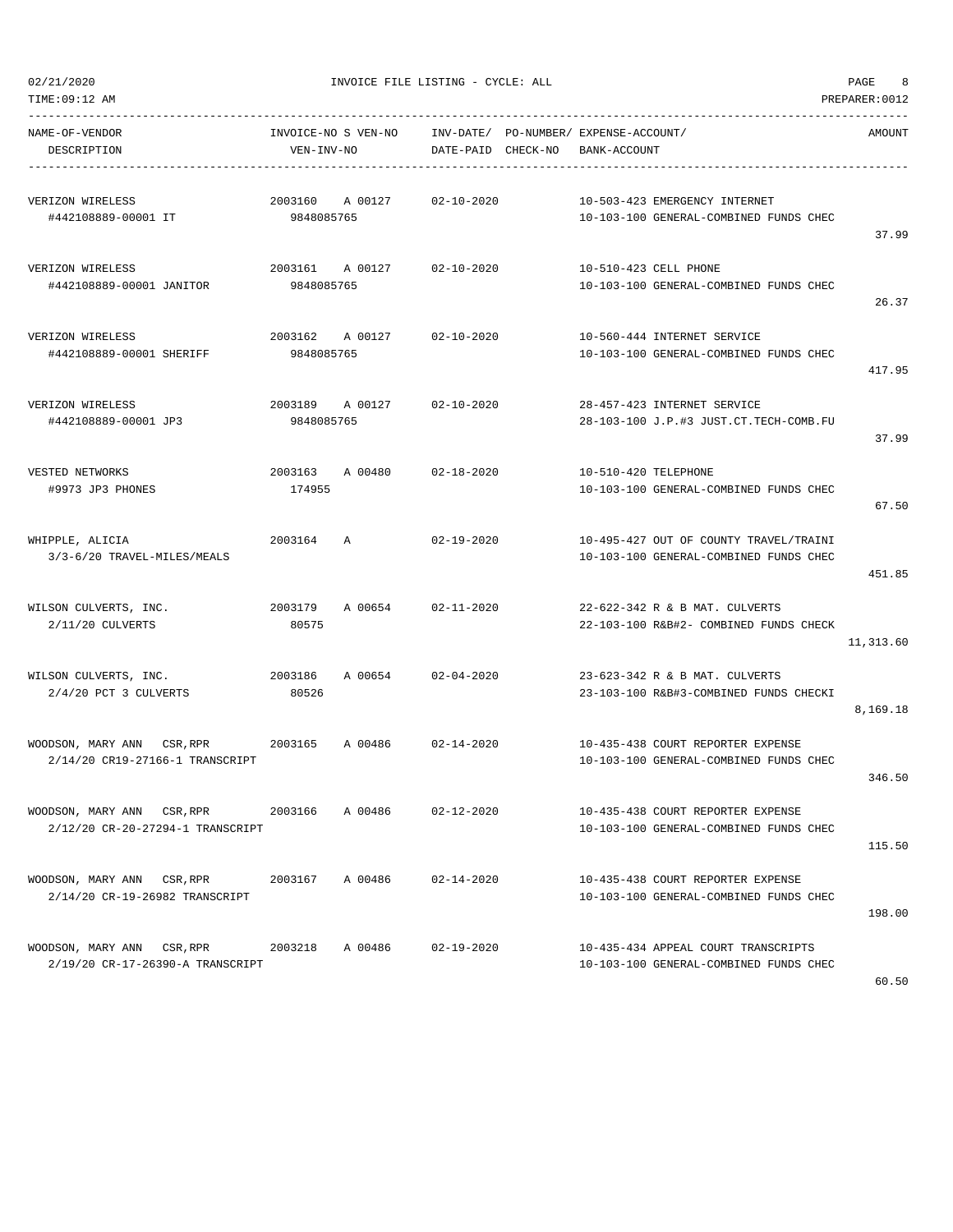02/21/2020 INVOICE FILE LISTING - CYCLE: ALL

TIME:09:12 AM PREPARER:0012

| NAME-OF-VENDOR / DESCRIPTION | INVOICE-NO S VEN-NO / VEN-INV-NO | INV-DATE/ DATE-PAID | PO-NUMBER/ CHECK-NO | EXPENSE-ACCOUNT/ BANK-ACCOUNT | AMOUNT |
|---|---|---|---|---|---|
| VERIZON WIRELESS<br>#442108889-00001 IT | 2003160 A 00127<br>9848085765 | 02-10-2020 | | 10-503-423 EMERGENCY INTERNET<br>10-103-100 GENERAL-COMBINED FUNDS CHEC | 37.99 |
| VERIZON WIRELESS<br>#442108889-00001 JANITOR | 2003161 A 00127<br>9848085765 | 02-10-2020 | | 10-510-423 CELL PHONE<br>10-103-100 GENERAL-COMBINED FUNDS CHEC | 26.37 |
| VERIZON WIRELESS<br>#442108889-00001 SHERIFF | 2003162 A 00127<br>9848085765 | 02-10-2020 | | 10-560-444 INTERNET SERVICE<br>10-103-100 GENERAL-COMBINED FUNDS CHEC | 417.95 |
| VERIZON WIRELESS<br>#442108889-00001 JP3 | 2003189 A 00127<br>9848085765 | 02-10-2020 | | 28-457-423 INTERNET SERVICE<br>28-103-100 J.P.#3 JUST.CT.TECH-COMB.FU | 37.99 |
| VESTED NETWORKS<br>#9973 JP3 PHONES | 2003163 A 00480<br>174955 | 02-18-2020 | | 10-510-420 TELEPHONE<br>10-103-100 GENERAL-COMBINED FUNDS CHEC | 67.50 |
| WHIPPLE, ALICIA<br>3/3-6/20 TRAVEL-MILES/MEALS | 2003164 A | 02-19-2020 | | 10-495-427 OUT OF COUNTY TRAVEL/TRAINI<br>10-103-100 GENERAL-COMBINED FUNDS CHEC | 451.85 |
| WILSON CULVERTS, INC.<br>2/11/20 CULVERTS | 2003179 A 00654<br>80575 | 02-11-2020 | | 22-622-342 R & B MAT. CULVERTS<br>22-103-100 R&B#2- COMBINED FUNDS CHECK | 11,313.60 |
| WILSON CULVERTS, INC.<br>2/4/20 PCT 3 CULVERTS | 2003186 A 00654<br>80526 | 02-04-2020 | | 23-623-342 R & B MAT. CULVERTS<br>23-103-100 R&B#3-COMBINED FUNDS CHECKI | 8,169.18 |
| WOODSON, MARY ANN CSR,RPR<br>2/14/20 CR19-27166-1 TRANSCRIPT | 2003165 A 00486 | 02-14-2020 | | 10-435-438 COURT REPORTER EXPENSE<br>10-103-100 GENERAL-COMBINED FUNDS CHEC | 346.50 |
| WOODSON, MARY ANN CSR,RPR<br>2/12/20 CR-20-27294-1 TRANSCRIPT | 2003166 A 00486 | 02-12-2020 | | 10-435-438 COURT REPORTER EXPENSE<br>10-103-100 GENERAL-COMBINED FUNDS CHEC | 115.50 |
| WOODSON, MARY ANN CSR,RPR<br>2/14/20 CR-19-26982 TRANSCRIPT | 2003167 A 00486 | 02-14-2020 | | 10-435-438 COURT REPORTER EXPENSE<br>10-103-100 GENERAL-COMBINED FUNDS CHEC | 198.00 |
| WOODSON, MARY ANN CSR,RPR<br>2/19/20 CR-17-26390-A TRANSCRIPT | 2003218 A 00486 | 02-19-2020 | | 10-435-434 APPEAL COURT TRANSCRIPTS<br>10-103-100 GENERAL-COMBINED FUNDS CHEC | 60.50 |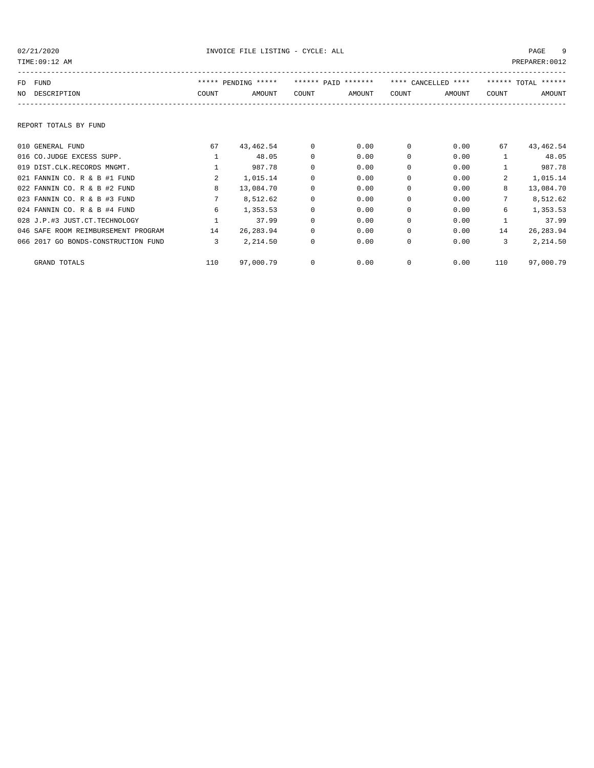| FD NO | FUND DESCRIPTION | ***** PENDING ***** COUNT | AMOUNT | ****** PAID ******* COUNT | AMOUNT | **** CANCELLED **** COUNT | AMOUNT | ****** TOTAL ****** COUNT | AMOUNT |
|---|---|---|---|---|---|---|---|---|---|
| | REPORT TOTALS BY FUND | | | | | | | | |
| 010 | GENERAL FUND | 67 | 43,462.54 | 0 | 0.00 | 0 | 0.00 | 67 | 43,462.54 |
| 016 | CO.JUDGE EXCESS SUPP. | 1 | 48.05 | 0 | 0.00 | 0 | 0.00 | 1 | 48.05 |
| 019 | DIST.CLK.RECORDS MNGMT. | 1 | 987.78 | 0 | 0.00 | 0 | 0.00 | 1 | 987.78 |
| 021 | FANNIN CO. R & B #1 FUND | 2 | 1,015.14 | 0 | 0.00 | 0 | 0.00 | 2 | 1,015.14 |
| 022 | FANNIN CO. R & B #2 FUND | 8 | 13,084.70 | 0 | 0.00 | 0 | 0.00 | 8 | 13,084.70 |
| 023 | FANNIN CO. R & B #3 FUND | 7 | 8,512.62 | 0 | 0.00 | 0 | 0.00 | 7 | 8,512.62 |
| 024 | FANNIN CO. R & B #4 FUND | 6 | 1,353.53 | 0 | 0.00 | 0 | 0.00 | 6 | 1,353.53 |
| 028 | J.P.#3 JUST.CT.TECHNOLOGY | 1 | 37.99 | 0 | 0.00 | 0 | 0.00 | 1 | 37.99 |
| 046 | SAFE ROOM REIMBURSEMENT PROGRAM | 14 | 26,283.94 | 0 | 0.00 | 0 | 0.00 | 14 | 26,283.94 |
| 066 | 2017 GO BONDS-CONSTRUCTION FUND | 3 | 2,214.50 | 0 | 0.00 | 0 | 0.00 | 3 | 2,214.50 |
| | GRAND TOTALS | 110 | 97,000.79 | 0 | 0.00 | 0 | 0.00 | 110 | 97,000.79 |